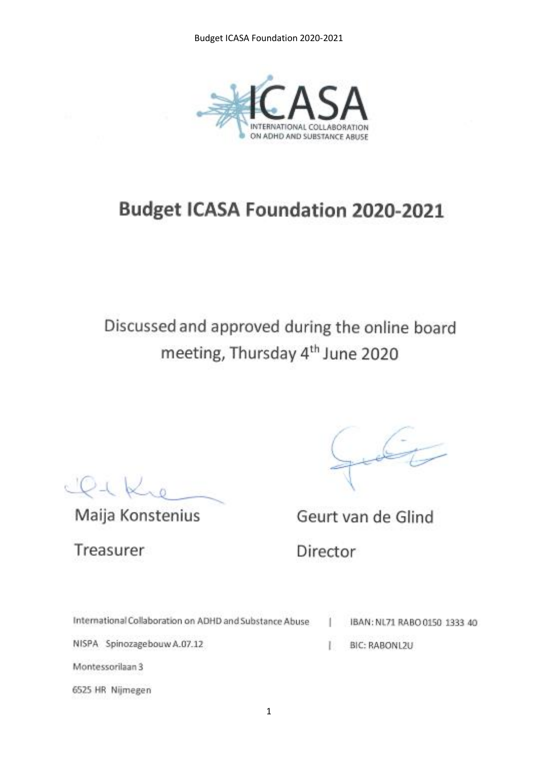ICASA

INTERNATIONAL COLLABORATION ON ADHD AND SUBSTANCE ABUSE

# Budget ICASA Foundation 2020-2021

Discussed and approved during the online board meeting, Thursday 4th June 2020

Maija Konstenius

Treasurer

Geurt van de Glind

Director

International Collaboration on ADHD and Substance Abuse | IBAN: NL71 RABO 0150 1333 40

NISPA Spinozagebouw A.07.12 | BIC: RABONL2U

Montessorilaan 3

6525 HR Nijmegen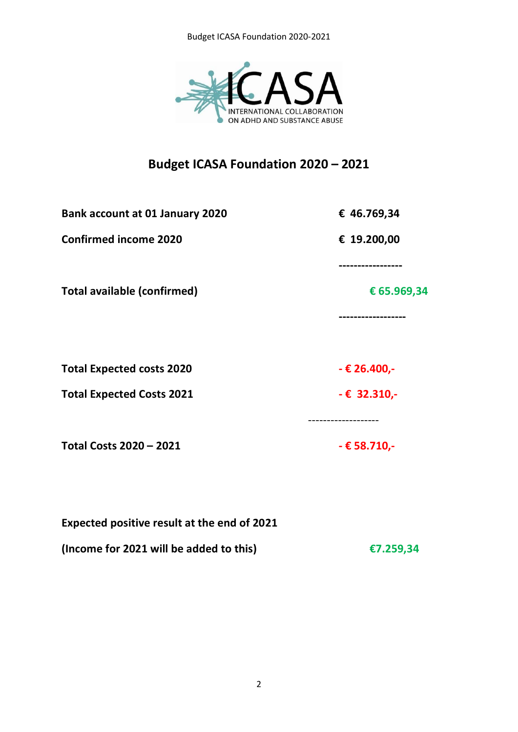## Budget ICASA Foundation 2020 – 2021

| | |
|---|---|
| **Bank account at 01 January 2020** | **€ 46.769,34** |
| **Confirmed income 2020** | **€ 19.200,00** |
| | **-----------------** |
| **Total available (confirmed)** | **€ 65.969,34** |
| | **-----------------** |
| **Total Expected costs 2020** | **- € 26.400,-** |
| **Total Expected Costs 2021** | **- € 32.310,-** |
| | ------------------- |
| **Total Costs 2020 – 2021** | **- € 58.710,-** |

**Expected positive result at the end of 2021**

**(Income for 2021 will be added to this)** **€7.259,34**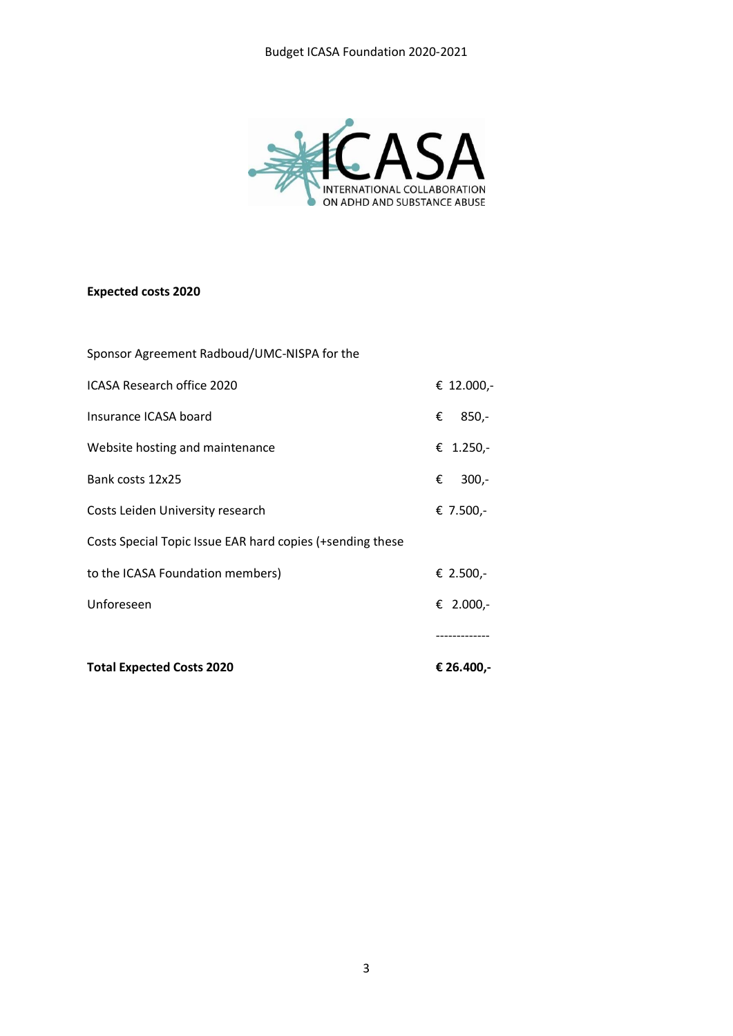**Expected costs 2020**

| | |
|---|---|
| Sponsor Agreement Radboud/UMC-NISPA for the ICASA Research office 2020 | € 12.000,- |
| Insurance ICASA board | € 850,- |
| Website hosting and maintenance | € 1.250,- |
| Bank costs 12x25 | € 300,- |
| Costs Leiden University research | € 7.500,- |
| Costs Special Topic Issue EAR hard copies (+sending these to the ICASA Foundation members) | € 2.500,- |
| Unforeseen | € 2.000,- |
| | ------------- |
| **Total Expected Costs 2020** | **€ 26.400,-** |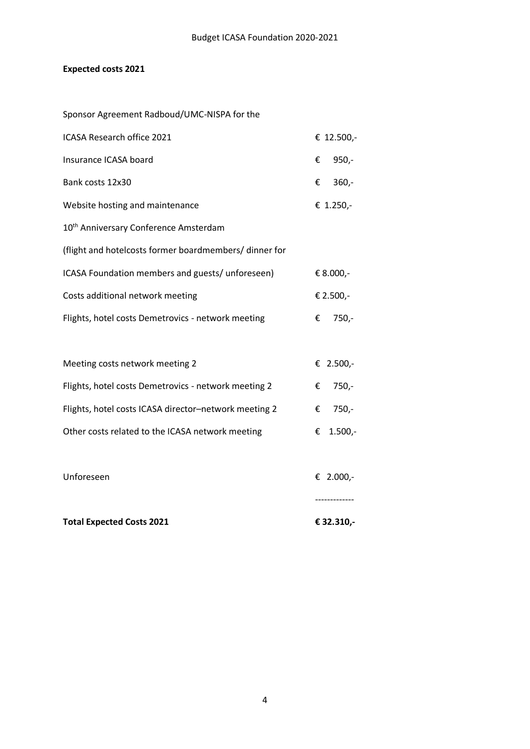**Expected costs 2021**

| | |
|---|---|
| Sponsor Agreement Radboud/UMC-NISPA for the | |
| ICASA Research office 2021 | € 12.500,- |
| Insurance ICASA board | € 950,- |
| Bank costs 12x30 | € 360,- |
| Website hosting and maintenance | € 1.250,- |
| 10th Anniversary Conference Amsterdam | |
| (flight and hotelcosts former boardmembers/ dinner for | |
| ICASA Foundation members and guests/ unforeseen) | € 8.000,- |
| Costs additional network meeting | € 2.500,- |
| Flights, hotel costs Demetrovics - network meeting | € 750,- |
| | |
| Meeting costs network meeting 2 | € 2.500,- |
| Flights, hotel costs Demetrovics - network meeting 2 | € 750,- |
| Flights, hotel costs ICASA director–network meeting 2 | € 750,- |
| Other costs related to the ICASA network meeting | € 1.500,- |
| | |
| Unforeseen | € 2.000,- |
| | ------------- |
| **Total Expected Costs 2021** | **€ 32.310,-** |